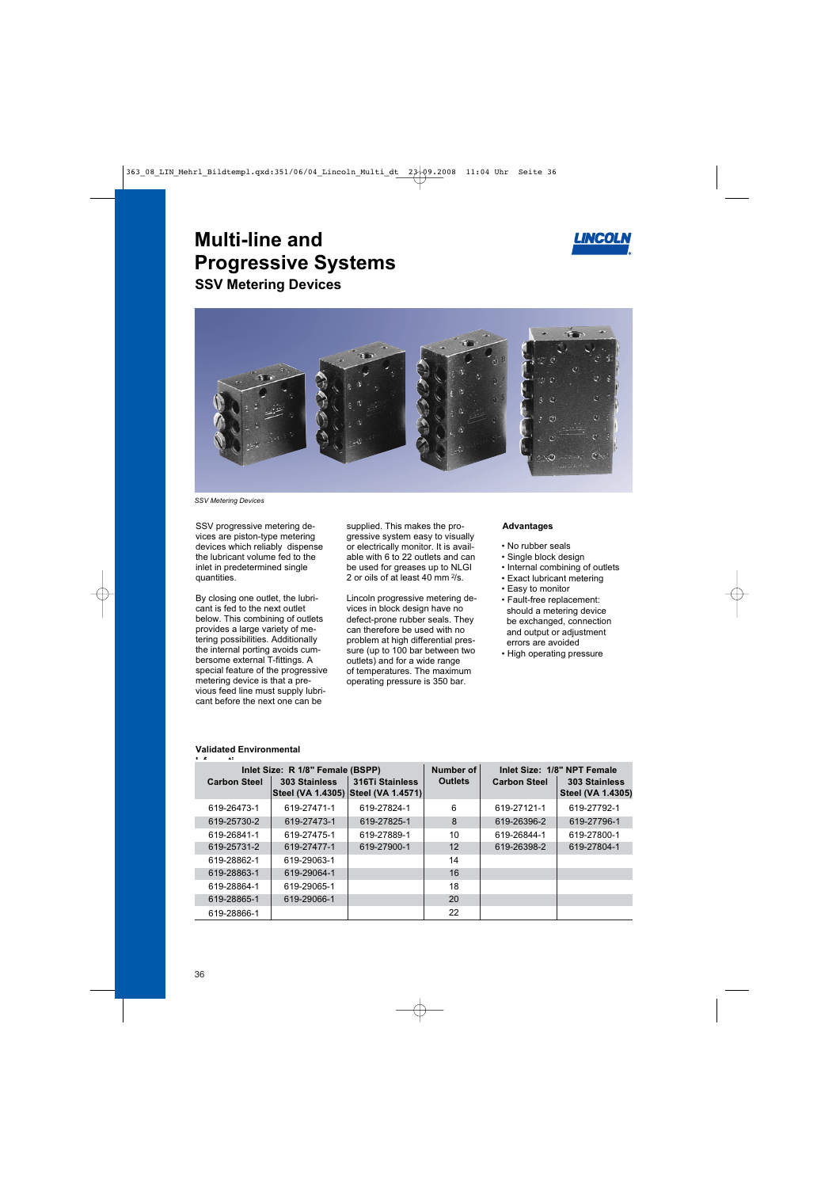# Multi-line and Progressive Systems

## SSV Metering Devices

*SSV Metering Devices*

SSV progressive metering devices are piston-type metering devices which reliably dispense the lubricant volume fed to the inlet in predetermined single quantities.

By closing one outlet, the lubricant is fed to the next outlet below. This combining of outlets provides a large variety of metering possibilities. Additionally the internal porting avoids cumbersome external T-fittings. A special feature of the progressive metering device is that a previous feed line must supply lubricant before the next one can be supplied. This makes the progressive system easy to visually or electrically monitor. It is available with 6 to 22 outlets and can be used for greases up to NLGI 2 or oils of at least 40 mm $^2$/s.

Lincoln progressive metering devices in block design have no defect-prone rubber seals. They can therefore be used with no problem at high differential pressure (up to 100 bar between two outlets) and for a wide range of temperatures. The maximum operating pressure is 350 bar.

**Advantages**

- No rubber seals
- Single block design
- Internal combining of outlets
- Exact lubricant metering
- Easy to monitor
- Fault-free replacement: should a metering device be exchanged, connection and output or adjustment errors are avoided
- High operating pressure

**Validated Environmental Information**

| Inlet Size: R 1/8" Female (BSPP) | | | Number of Outlets | Inlet Size: 1/8" NPT Female | |
|---|---|---|---|---|---|
| Carbon Steel | 303 Stainless Steel (VA 1.4305) | 316Ti Stainless Steel (VA 1.4571) | | Carbon Steel | 303 Stainless Steel (VA 1.4305) |
| 619-26473-1 | 619-27471-1 | 619-27824-1 | 6 | 619-27121-1 | 619-27792-1 |
| 619-25730-2 | 619-27473-1 | 619-27825-1 | 8 | 619-26396-2 | 619-27796-1 |
| 619-26841-1 | 619-27475-1 | 619-27889-1 | 10 | 619-26844-1 | 619-27800-1 |
| 619-25731-2 | 619-27477-1 | 619-27900-1 | 12 | 619-26398-2 | 619-27804-1 |
| 619-28862-1 | 619-29063-1 | | 14 | | |
| 619-28863-1 | 619-29064-1 | | 16 | | |
| 619-28864-1 | 619-29065-1 | | 18 | | |
| 619-28865-1 | 619-29066-1 | | 20 | | |
| 619-28866-1 | | | 22 | | |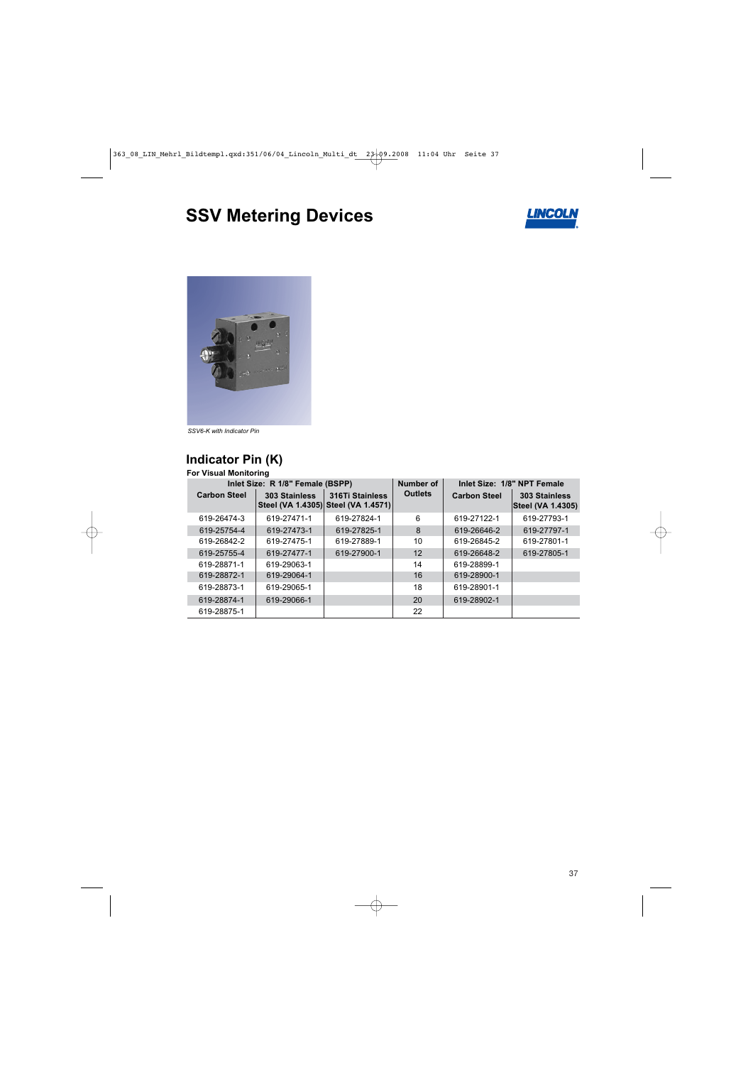# SSV Metering Devices

*SSV6-K with Indicator Pin*

## Indicator Pin (K)

**For Visual Monitoring**

| Inlet Size: R 1/8" Female (BSPP) | | | Number of Outlets | Inlet Size: 1/8" NPT Female | |
|---|---|---|---|---|---|
| Carbon Steel | 303 Stainless Steel (VA 1.4305) | 316Ti Stainless Steel (VA 1.4571) | | Carbon Steel | 303 Stainless Steel (VA 1.4305) |
| 619-26474-3 | 619-27471-1 | 619-27824-1 | 6 | 619-27122-1 | 619-27793-1 |
| 619-25754-4 | 619-27473-1 | 619-27825-1 | 8 | 619-26646-2 | 619-27797-1 |
| 619-26842-2 | 619-27475-1 | 619-27889-1 | 10 | 619-26845-2 | 619-27801-1 |
| 619-25755-4 | 619-27477-1 | 619-27900-1 | 12 | 619-26648-2 | 619-27805-1 |
| 619-28871-1 | 619-29063-1 | | 14 | 619-28899-1 | |
| 619-28872-1 | 619-29064-1 | | 16 | 619-28900-1 | |
| 619-28873-1 | 619-29065-1 | | 18 | 619-28901-1 | |
| 619-28874-1 | 619-29066-1 | | 20 | 619-28902-1 | |
| 619-28875-1 | | | 22 | | |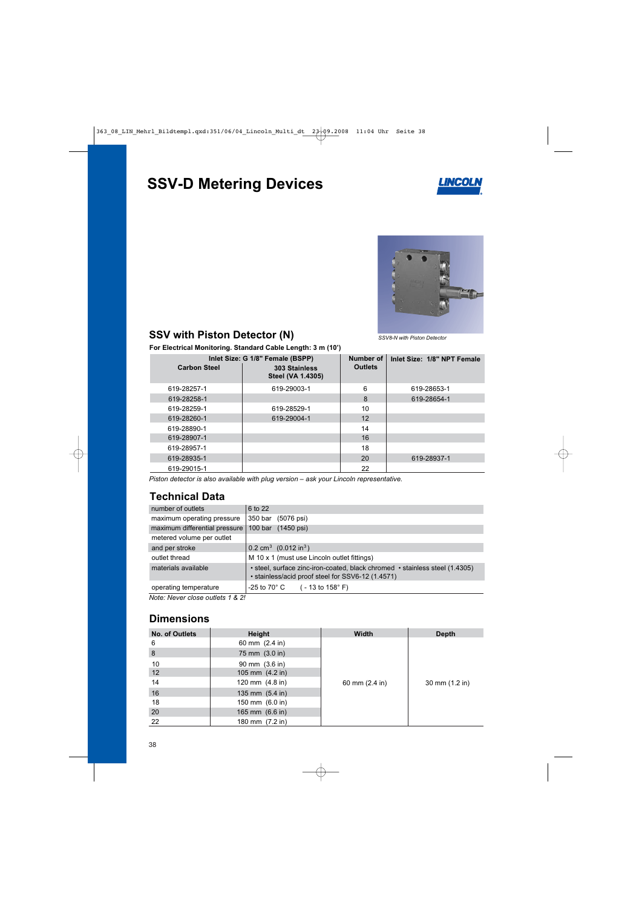# SSV-D Metering Devices

SSV8-N with Piston Detector

## SSV with Piston Detector (N)

**For Electrical Monitoring. Standard Cable Length: 3 m (10')**

| Inlet Size: G 1/8" Female (BSPP) Carbon Steel | 303 Stainless Steel (VA 1.4305) | Number of Outlets | Inlet Size: 1/8" NPT Female |
|---|---|---|---|
| 619-28257-1 | 619-29003-1 | 6 | 619-28653-1 |
| 619-28258-1 | | 8 | 619-28654-1 |
| 619-28259-1 | 619-28529-1 | 10 | |
| 619-28260-1 | 619-29004-1 | 12 | |
| 619-28890-1 | | 14 | |
| 619-28907-1 | | 16 | |
| 619-28957-1 | | 18 | |
| 619-28935-1 | | 20 | 619-28937-1 |
| 619-29015-1 | | 22 | |

*Piston detector is also available with plug version – ask your Lincoln representative.*

## Technical Data

| | |
|---|---|
| number of outlets | 6 to 22 |
| maximum operating pressure | 350 bar (5076 psi) |
| maximum differential pressure | 100 bar (1450 psi) |
| metered volume per outlet and per stroke | 0.2 $cm^3$ (0.012 $in^3$) |
| outlet thread | M 10 x 1 (must use Lincoln outlet fittings) |
| materials available | • steel, surface zinc-iron-coated, black chromed • stainless steel (1.4305) • stainless/acid proof steel for SSV6-12 (1.4571) |
| operating temperature | -25 to 70° C ( - 13 to 158° F) |

*Note: Never close outlets 1 & 2!*

## Dimensions

| No. of Outlets | Height | Width | Depth |
|---|---|---|---|
| 6 | 60 mm (2.4 in) | 60 mm (2.4 in) | 30 mm (1.2 in) |
| 8 | 75 mm (3.0 in) | | |
| 10 | 90 mm (3.6 in) | | |
| 12 | 105 mm (4.2 in) | | |
| 14 | 120 mm (4.8 in) | | |
| 16 | 135 mm (5.4 in) | | |
| 18 | 150 mm (6.0 in) | | |
| 20 | 165 mm (6.6 in) | | |
| 22 | 180 mm (7.2 in) | | |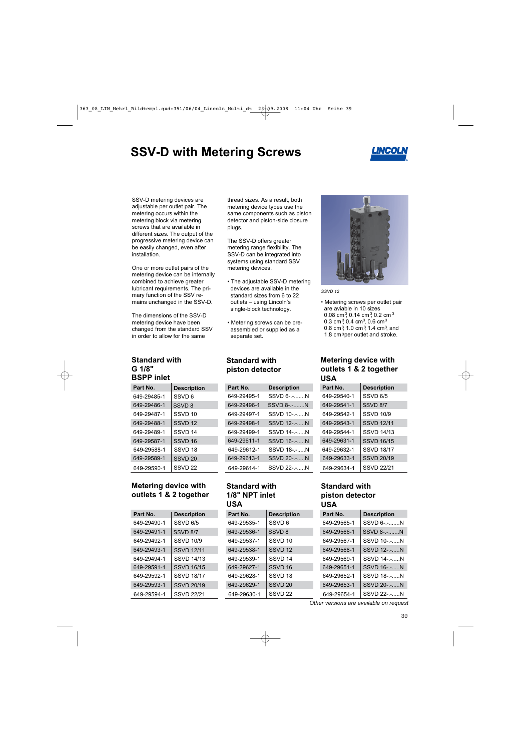# SSV-D with Metering Screws

SSV-D metering devices are adjustable per outlet pair. The metering occurs within the metering block via metering screws that are available in different sizes. The output of the progressive metering device can be easily changed, even after installation.

One or more outlet pairs of the metering device can be internally combined to achieve greater lubricant requirements. The primary function of the SSV remains unchanged in the SSV-D.

The dimensions of the SSV-D metering device have been changed from the standard SSV in order to allow for the same thread sizes. As a result, both metering device types use the same components such as piston detector and piston-side closure plugs.

The SSV-D offers greater metering range flexibility. The SSV-D can be integrated into systems using standard SSV metering devices.

- The adjustable SSV-D metering devices are available in the standard sizes from 6 to 22 outlets – using Lincoln's single-block technology.
- Metering screws can be pre-assembled or supplied as a separate set.

*SSVD 12*

- Metering screws per outlet pair are aviable in 10 sizes 0.08 $cm^3$, 0.14 $cm^3$, 0.2 $cm^3$, 0.3 $cm^3$, 0.4 $cm^3$, 0.6 $cm^3$, 0.8 $cm^3$, 1.0 $cm^3$, 1.4 $cm^3$, and 1.8 $cm^3$ per outlet and stroke.

### Standard with G 1/8" BSPP inlet

| Part No. | Description |
|---|---|
| 649-29485-1 | SSVD 6 |
| 649-29486-1 | SSVD 8 |
| 649-29487-1 | SSVD 10 |
| 649-29488-1 | SSVD 12 |
| 649-29489-1 | SSVD 14 |
| 649-29587-1 | SSVD 16 |
| 649-29588-1 | SSVD 18 |
| 649-29589-1 | SSVD 20 |
| 649-29590-1 | SSVD 22 |

### Standard with piston detector

| Part No. | Description |
|---|---|
| 649-29495-1 | SSVD 6-.-.......N |
| 649-29496-1 | SSVD 8-.-.......N |
| 649-29497-1 | SSVD 10-.-.....N |
| 649-29498-1 | SSVD 12-.-.....N |
| 649-29499-1 | SSVD 14-.-.....N |
| 649-29611-1 | SSVD 16-.-.....N |
| 649-29612-1 | SSVD 18-.-.....N |
| 649-29613-1 | SSVD 20-.-.....N |
| 649-29614-1 | SSVD 22-.-.....N |

### Metering device with outlets 1 & 2 together USA

| Part No. | Description |
|---|---|
| 649-29540-1 | SSVD 6/5 |
| 649-29541-1 | SSVD 8/7 |
| 649-29542-1 | SSVD 10/9 |
| 649-29543-1 | SSVD 12/11 |
| 649-29544-1 | SSVD 14/13 |
| 649-29631-1 | SSVD 16/15 |
| 649-29632-1 | SSVD 18/17 |
| 649-29633-1 | SSVD 20/19 |
| 649-29634-1 | SSVD 22/21 |

### Metering device with outlets 1 & 2 together

| Part No. | Description |
|---|---|
| 649-29490-1 | SSVD 6/5 |
| 649-29491-1 | SSVD 8/7 |
| 649-29492-1 | SSVD 10/9 |
| 649-29493-1 | SSVD 12/11 |
| 649-29494-1 | SSVD 14/13 |
| 649-29591-1 | SSVD 16/15 |
| 649-29592-1 | SSVD 18/17 |
| 649-29593-1 | SSVD 20/19 |
| 649-29594-1 | SSVD 22/21 |

### Standard with 1/8" NPT inlet USA

| Part No. | Description |
|---|---|
| 649-29535-1 | SSVD 6 |
| 649-29536-1 | SSVD 8 |
| 649-29537-1 | SSVD 10 |
| 649-29538-1 | SSVD 12 |
| 649-29539-1 | SSVD 14 |
| 649-29627-1 | SSVD 16 |
| 649-29628-1 | SSVD 18 |
| 649-29629-1 | SSVD 20 |
| 649-29630-1 | SSVD 22 |

### Standard with piston detector USA

| Part No. | Description |
|---|---|
| 649-29565-1 | SSVD 6-.-.......N |
| 649-29566-1 | SSVD 8-.-.......N |
| 649-29567-1 | SSVD 10-.-.....N |
| 649-29568-1 | SSVD 12-.-.....N |
| 649-29569-1 | SSVD 14-.-.....N |
| 649-29651-1 | SSVD 16-.-.....N |
| 649-29652-1 | SSVD 18-.-.....N |
| 649-29653-1 | SSVD 20-.-.....N |
| 649-29654-1 | SSVD 22-.-.....N |

*Other versions are available on request*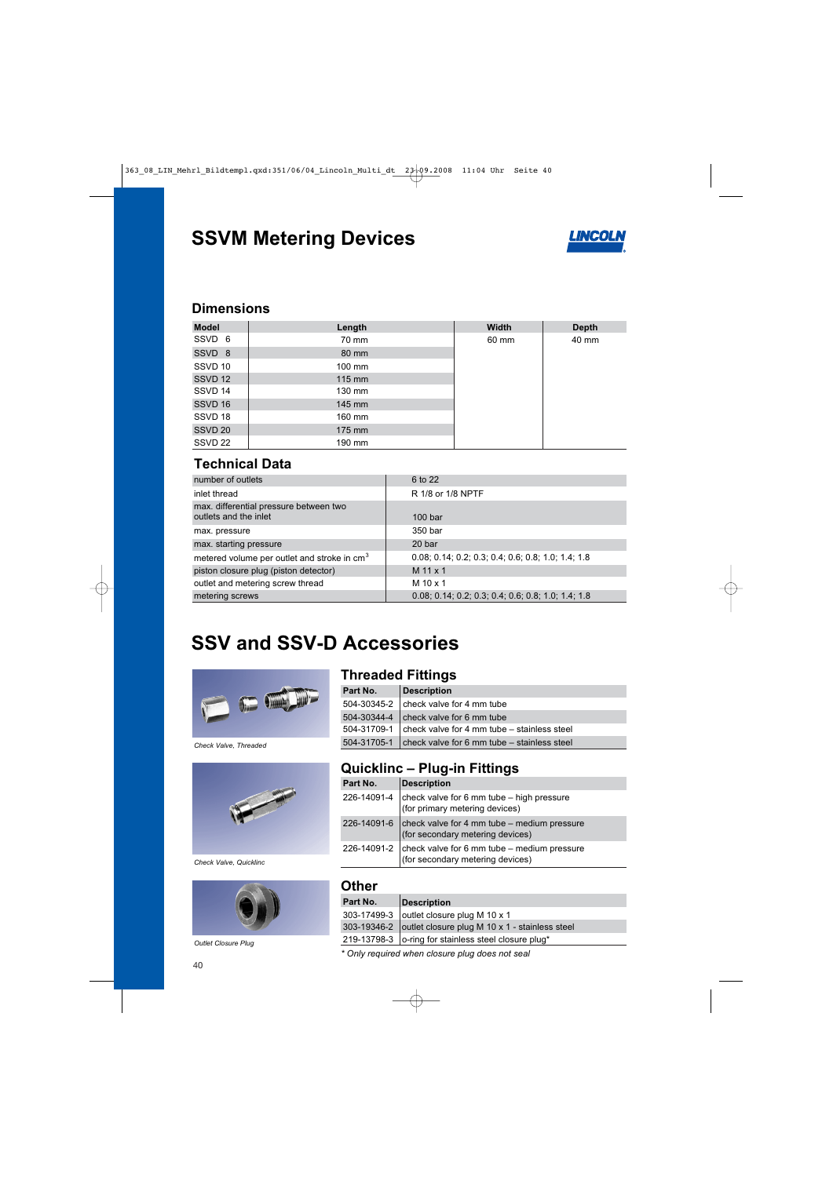# SSVM Metering Devices

## Dimensions

| Model | Length | Width | Depth |
|---|---|---|---|
| SSVD 6 | 70 mm | 60 mm | 40 mm |
| SSVD 8 | 80 mm | | |
| SSVD 10 | 100 mm | | |
| SSVD 12 | 115 mm | | |
| SSVD 14 | 130 mm | | |
| SSVD 16 | 145 mm | | |
| SSVD 18 | 160 mm | | |
| SSVD 20 | 175 mm | | |
| SSVD 22 | 190 mm | | |

## Technical Data

| | |
|---|---|
| number of outlets | 6 to 22 |
| inlet thread | R 1/8 or 1/8 NPTF |
| max. differential pressure between two outlets and the inlet | 100 bar |
| max. pressure | 350 bar |
| max. starting pressure | 20 bar |
| metered volume per outlet and stroke in $cm^3$ | 0.08; 0.14; 0.2; 0.3; 0.4; 0.6; 0.8; 1.0; 1.4; 1.8 |
| piston closure plug (piston detector) | M 11 x 1 |
| outlet and metering screw thread | M 10 x 1 |
| metering screws | 0.08; 0.14; 0.2; 0.3; 0.4; 0.6; 0.8; 1.0; 1.4; 1.8 |

# SSV and SSV-D Accessories

*Check Valve, Threaded*

### Threaded Fittings

| Part No. | Description |
|---|---|
| 504-30345-2 | check valve for 4 mm tube |
| 504-30344-4 | check valve for 6 mm tube |
| 504-31709-1 | check valve for 4 mm tube – stainless steel |
| 504-31705-1 | check valve for 6 mm tube – stainless steel |

*Check Valve, Quicklinc*

### Quicklinc – Plug-in Fittings

| Part No. | Description |
|---|---|
| 226-14091-4 | check valve for 6 mm tube – high pressure (for primary metering devices) |
| 226-14091-6 | check valve for 4 mm tube – medium pressure (for secondary metering devices) |
| 226-14091-2 | check valve for 6 mm tube – medium pressure (for secondary metering devices) |

*Outlet Closure Plug*

### Other

| Part No. | Description |
|---|---|
| 303-17499-3 | outlet closure plug M 10 x 1 |
| 303-19346-2 | outlet closure plug M 10 x 1 - stainless steel |
| 219-13798-3 | o-ring for stainless steel closure plug* |

*\* Only required when closure plug does not seal*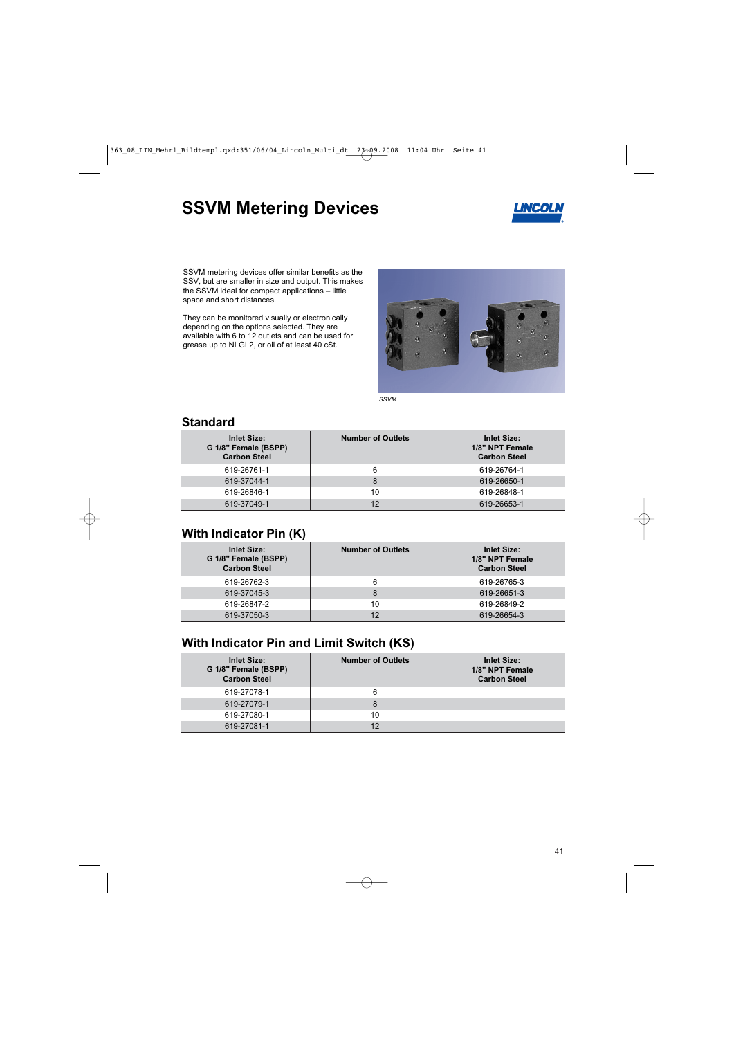# SSVM Metering Devices

SSVM metering devices offer similar benefits as the SSV, but are smaller in size and output. This makes the SSVM ideal for compact applications – little space and short distances.

They can be monitored visually or electronically depending on the options selected. They are available with 6 to 12 outlets and can be used for grease up to NLGI 2, or oil of at least 40 cSt.

*SSVM*

## Standard

| Inlet Size: G 1/8" Female (BSPP) Carbon Steel | Number of Outlets | Inlet Size: 1/8" NPT Female Carbon Steel |
|---|---|---|
| 619-26761-1 | 6 | 619-26764-1 |
| 619-37044-1 | 8 | 619-26650-1 |
| 619-26846-1 | 10 | 619-26848-1 |
| 619-37049-1 | 12 | 619-26653-1 |

## With Indicator Pin (K)

| Inlet Size: G 1/8" Female (BSPP) Carbon Steel | Number of Outlets | Inlet Size: 1/8" NPT Female Carbon Steel |
|---|---|---|
| 619-26762-3 | 6 | 619-26765-3 |
| 619-37045-3 | 8 | 619-26651-3 |
| 619-26847-2 | 10 | 619-26849-2 |
| 619-37050-3 | 12 | 619-26654-3 |

## With Indicator Pin and Limit Switch (KS)

| Inlet Size: G 1/8" Female (BSPP) Carbon Steel | Number of Outlets | Inlet Size: 1/8" NPT Female Carbon Steel |
|---|---|---|
| 619-27078-1 | 6 | |
| 619-27079-1 | 8 | |
| 619-27080-1 | 10 | |
| 619-27081-1 | 12 | |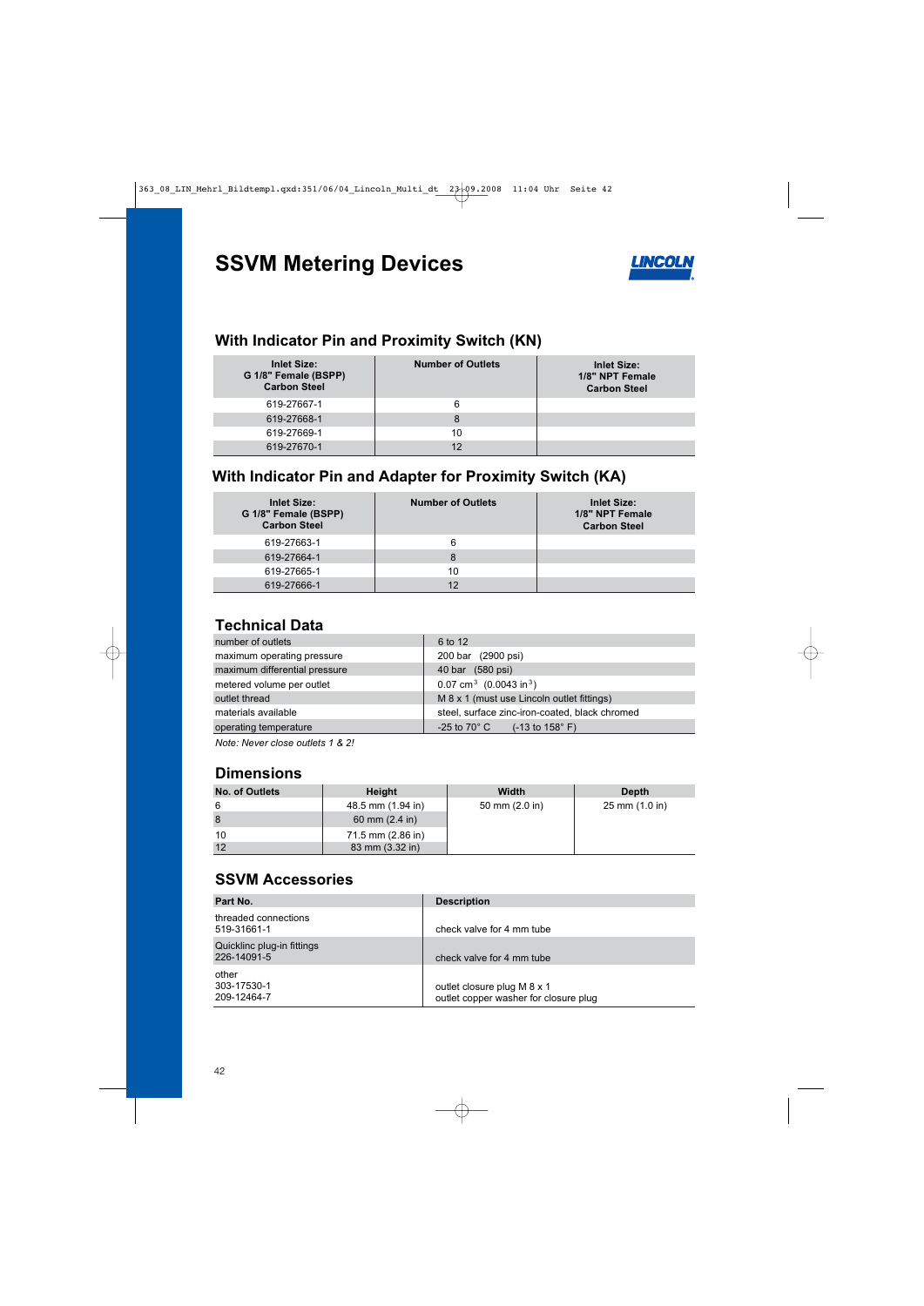# SSVM Metering Devices

LINCOLN

## With Indicator Pin and Proximity Switch (KN)

| Inlet Size: G 1/8" Female (BSPP) Carbon Steel | Number of Outlets | Inlet Size: 1/8" NPT Female Carbon Steel |
|---|---|---|
| 619-27667-1 | 6 | |
| 619-27668-1 | 8 | |
| 619-27669-1 | 10 | |
| 619-27670-1 | 12 | |

## With Indicator Pin and Adapter for Proximity Switch (KA)

| Inlet Size: G 1/8" Female (BSPP) Carbon Steel | Number of Outlets | Inlet Size: 1/8" NPT Female Carbon Steel |
|---|---|---|
| 619-27663-1 | 6 | |
| 619-27664-1 | 8 | |
| 619-27665-1 | 10 | |
| 619-27666-1 | 12 | |

## Technical Data

| | |
|---|---|
| number of outlets | 6 to 12 |
| maximum operating pressure | 200 bar (2900 psi) |
| maximum differential pressure | 40 bar (580 psi) |
| metered volume per outlet | 0.07 $cm^3$ (0.0043 $in^3$) |
| outlet thread | M 8 x 1 (must use Lincoln outlet fittings) |
| materials available | steel, surface zinc-iron-coated, black chromed |
| operating temperature | -25 to 70° C (-13 to 158° F) |

*Note: Never close outlets 1 & 2!*

## Dimensions

| No. of Outlets | Height | Width | Depth |
|---|---|---|---|
| 6 | 48.5 mm (1.94 in) | 50 mm (2.0 in) | 25 mm (1.0 in) |
| 8 | 60 mm (2.4 in) | | |
| 10 | 71.5 mm (2.86 in) | | |
| 12 | 83 mm (3.32 in) | | |

## SSVM Accessories

| Part No. | Description |
|---|---|
| threaded connections<br>519-31661-1 | check valve for 4 mm tube |
| Quicklinc plug-in fittings<br>226-14091-5 | check valve for 4 mm tube |
| other<br>303-17530-1<br>209-12464-7 | outlet closure plug M 8 x 1<br>outlet copper washer for closure plug |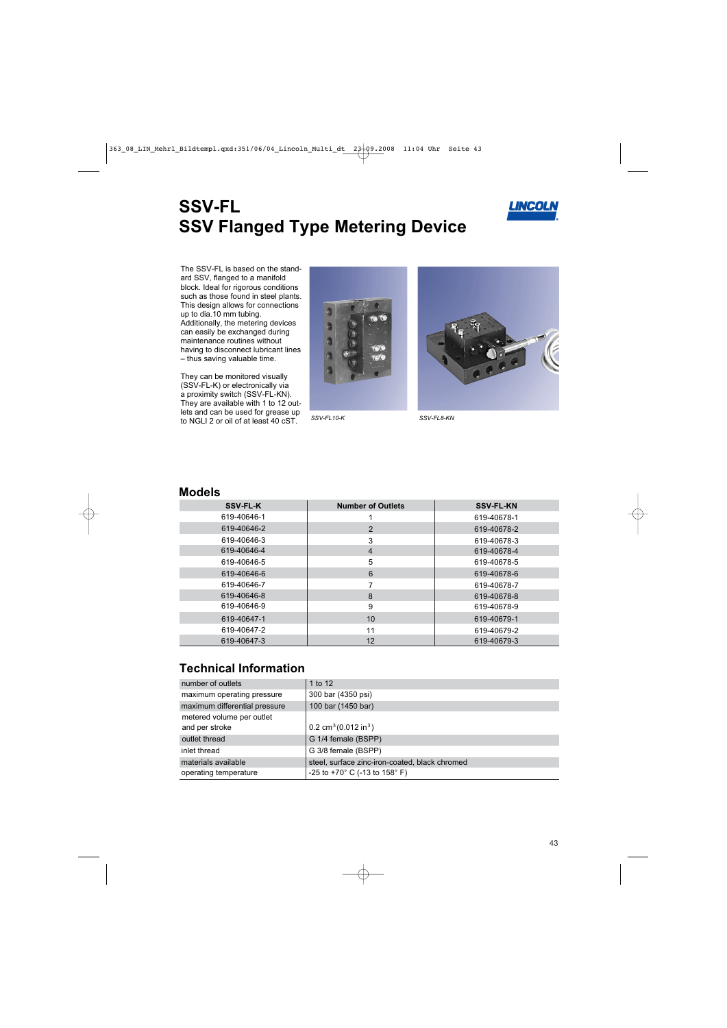# SSV-FL
# SSV Flanged Type Metering Device

The SSV-FL is based on the standard SSV, flanged to a manifold block. Ideal for rigorous conditions such as those found in steel plants. This design allows for connections up to dia.10 mm tubing. Additionally, the metering devices can easily be exchanged during maintenance routines without having to disconnect lubricant lines – thus saving valuable time.

They can be monitored visually (SSV-FL-K) or electronically via a proximity switch (SSV-FL-KN). They are available with 1 to 12 outlets and can be used for grease up to NGLI 2 or oil of at least 40 cST.

*SSV-FL10-K*

*SSV-FL8-KN*

## Models

| SSV-FL-K | Number of Outlets | SSV-FL-KN |
|---|---|---|
| 619-40646-1 | 1 | 619-40678-1 |
| 619-40646-2 | 2 | 619-40678-2 |
| 619-40646-3 | 3 | 619-40678-3 |
| 619-40646-4 | 4 | 619-40678-4 |
| 619-40646-5 | 5 | 619-40678-5 |
| 619-40646-6 | 6 | 619-40678-6 |
| 619-40646-7 | 7 | 619-40678-7 |
| 619-40646-8 | 8 | 619-40678-8 |
| 619-40646-9 | 9 | 619-40678-9 |
| 619-40647-1 | 10 | 619-40679-1 |
| 619-40647-2 | 11 | 619-40679-2 |
| 619-40647-3 | 12 | 619-40679-3 |

## Technical Information

| | |
|---|---|
| number of outlets | 1 to 12 |
| maximum operating pressure | 300 bar (4350 psi) |
| maximum differential pressure | 100 bar (1450 bar) |
| metered volume per outlet and per stroke | 0.2 $cm^3$ (0.012 $in^3$) |
| outlet thread | G 1/4 female (BSPP) |
| inlet thread | G 3/8 female (BSPP) |
| materials available | steel, surface zinc-iron-coated, black chromed |
| operating temperature | -25 to +70° C (-13 to 158° F) |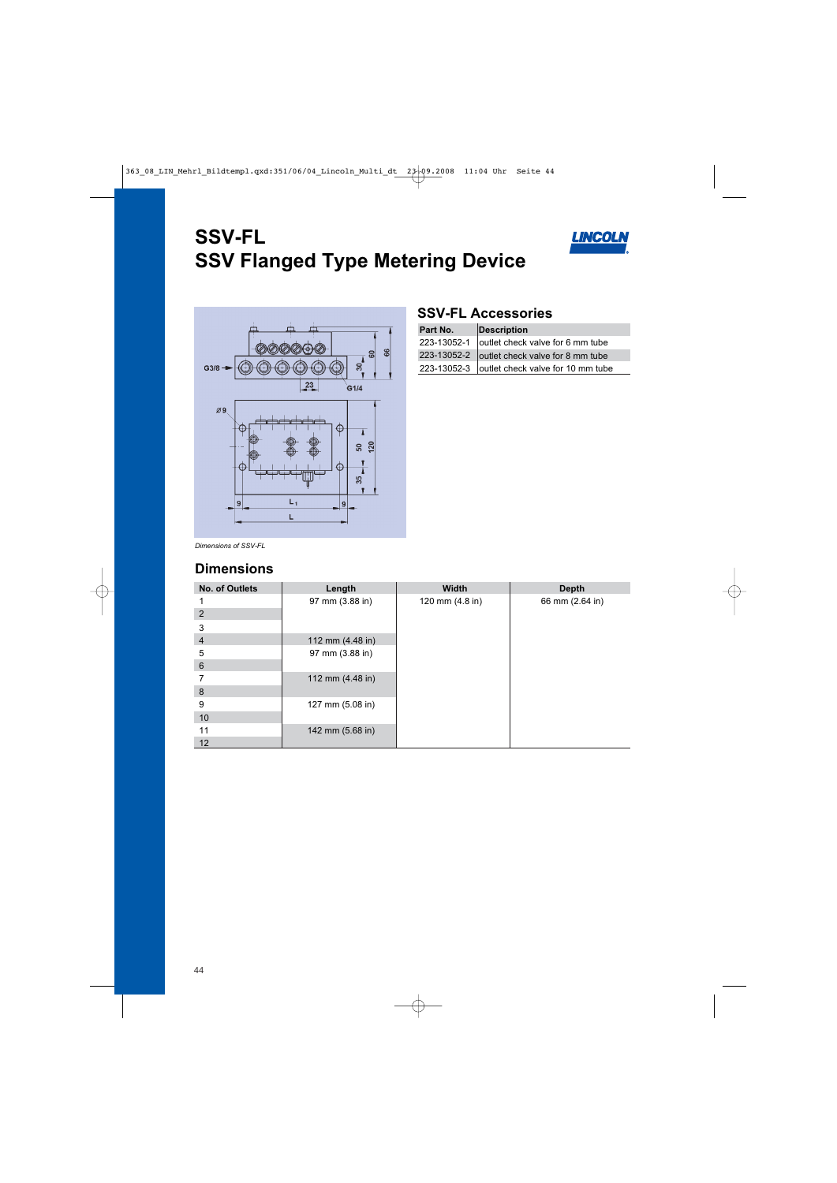# SSV-FL
# SSV Flanged Type Metering Device

G3/8
23
G1/4
30
60
66
Ø 9
50
120
35
9
L₁
9
L

*Dimensions of SSV-FL*

## SSV-FL Accessories

| Part No. | Description |
|---|---|
| 223-13052-1 | outlet check valve for 6 mm tube |
| 223-13052-2 | outlet check valve for 8 mm tube |
| 223-13052-3 | outlet check valve for 10 mm tube |

## Dimensions

| No. of Outlets | Length | Width | Depth |
|---|---|---|---|
| 1 | 97 mm (3.88 in) | 120 mm (4.8 in) | 66 mm (2.64 in) |
| 2 | | | |
| 3 | | | |
| 4 | 112 mm (4.48 in) | | |
| 5 | 97 mm (3.88 in) | | |
| 6 | | | |
| 7 | 112 mm (4.48 in) | | |
| 8 | | | |
| 9 | 127 mm (5.08 in) | | |
| 10 | | | |
| 11 | 142 mm (5.68 in) | | |
| 12 | | | |